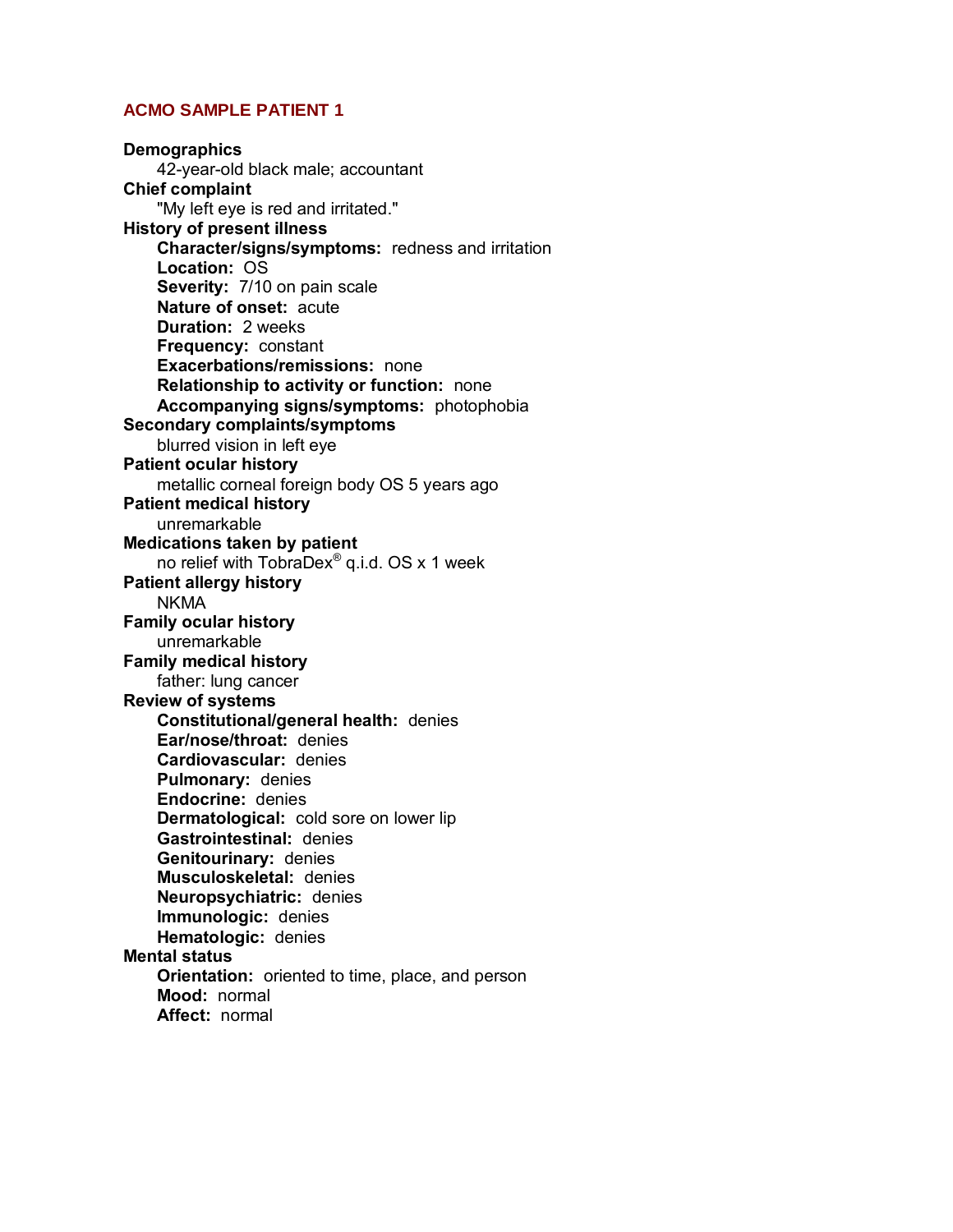# ACMO SAMPLE PATIENT 1

**Demographics**
42-year-old black male; accountant

**Chief complaint**
"My left eye is red and irritated."

**History of present illness**
- **Character/signs/symptoms:** redness and irritation
- **Location:** OS
- **Severity:** 7/10 on pain scale
- **Nature of onset:** acute
- **Duration:** 2 weeks
- **Frequency:** constant
- **Exacerbations/remissions:** none
- **Relationship to activity or function:** none
- **Accompanying signs/symptoms:** photophobia

**Secondary complaints/symptoms**
blurred vision in left eye

**Patient ocular history**
metallic corneal foreign body OS 5 years ago

**Patient medical history**
unremarkable

**Medications taken by patient**
no relief with TobraDex® q.i.d. OS x 1 week

**Patient allergy history**
NKMA

**Family ocular history**
unremarkable

**Family medical history**
father: lung cancer

**Review of systems**
- **Constitutional/general health:** denies
- **Ear/nose/throat:** denies
- **Cardiovascular:** denies
- **Pulmonary:** denies
- **Endocrine:** denies
- **Dermatological:** cold sore on lower lip
- **Gastrointestinal:** denies
- **Genitourinary:** denies
- **Musculoskeletal:** denies
- **Neuropsychiatric:** denies
- **Immunologic:** denies
- **Hematologic:** denies

**Mental status**
- **Orientation:** oriented to time, place, and person
- **Mood:** normal
- **Affect:** normal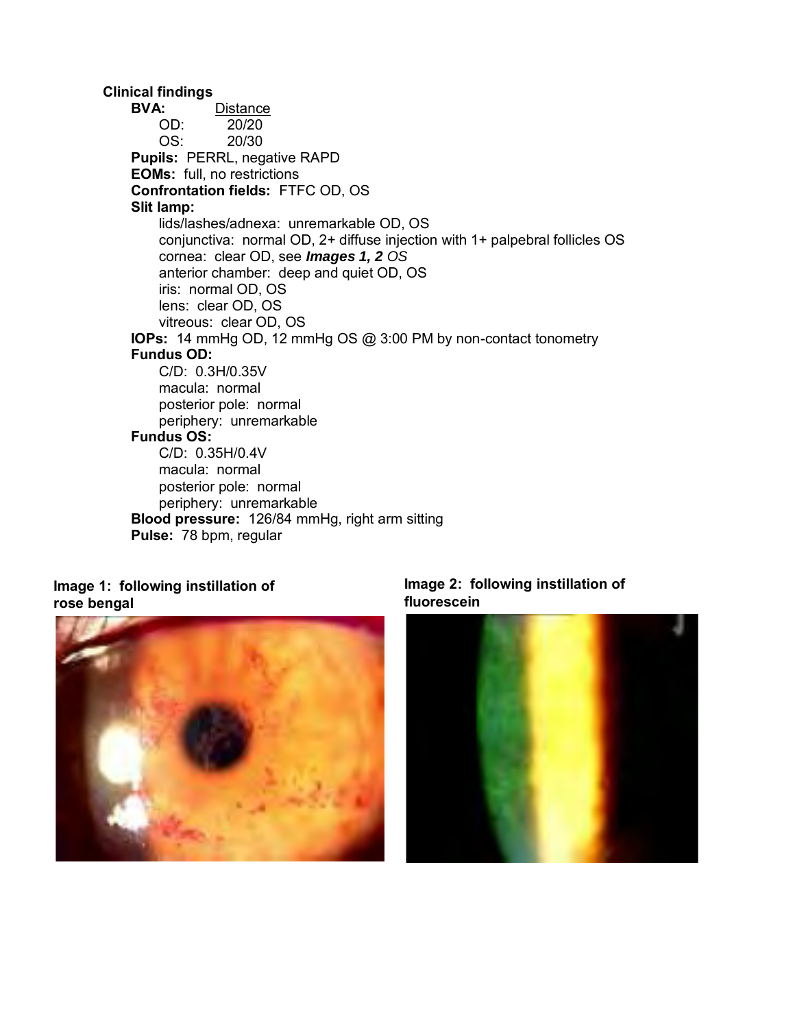**Clinical findings**

- **BVA:** Distance
  - OD: 20/20
  - OS: 20/30
- **Pupils:** PERRL, negative RAPD
- **EOMs:** full, no restrictions
- **Confrontation fields:** FTFC OD, OS
- **Slit lamp:**
  - lids/lashes/adnexa: unremarkable OD, OS
  - conjunctiva: normal OD, 2+ diffuse injection with 1+ palpebral follicles OS
  - cornea: clear OD, see ***Images 1, 2*** *OS*
  - anterior chamber: deep and quiet OD, OS
  - iris: normal OD, OS
  - lens: clear OD, OS
  - vitreous: clear OD, OS
- **IOPs:** 14 mmHg OD, 12 mmHg OS @ 3:00 PM by non-contact tonometry
- **Fundus OD:**
  - C/D: 0.3H/0.35V
  - macula: normal
  - posterior pole: normal
  - periphery: unremarkable
- **Fundus OS:**
  - C/D: 0.35H/0.4V
  - macula: normal
  - posterior pole: normal
  - periphery: unremarkable
- **Blood pressure:** 126/84 mmHg, right arm sitting
- **Pulse:** 78 bpm, regular

**Image 1: following instillation of rose bengal**

**Image 2: following instillation of fluorescein**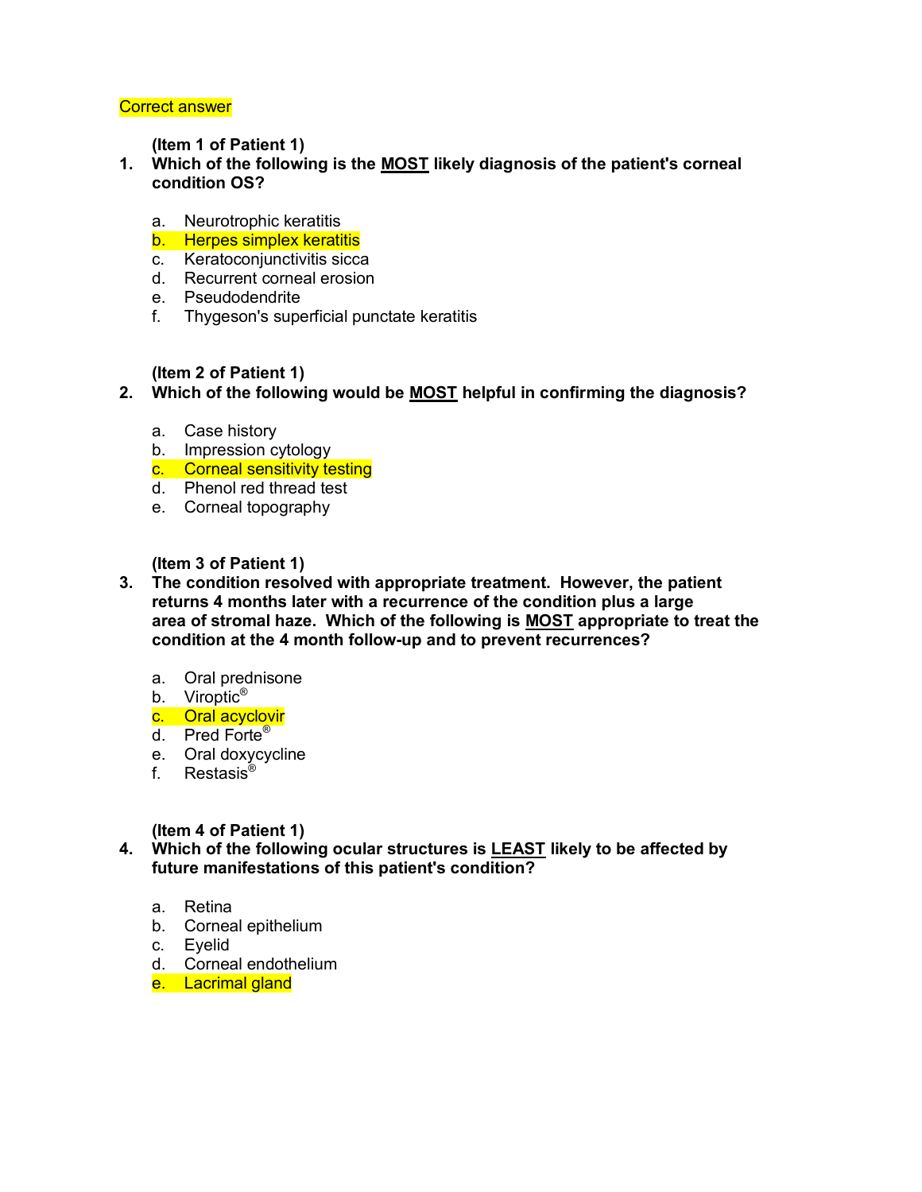==Correct answer==

**(Item 1 of Patient 1)**

**1. Which of the following is the <u>MOST</u> likely diagnosis of the patient's corneal condition OS?**

a. Neurotrophic keratitis
b. ==Herpes simplex keratitis==
c. Keratoconjunctivitis sicca
d. Recurrent corneal erosion
e. Pseudodendrite
f. Thygeson's superficial punctate keratitis

**(Item 2 of Patient 1)**

**2. Which of the following would be <u>MOST</u> helpful in confirming the diagnosis?**

a. Case history
b. Impression cytology
c. ==Corneal sensitivity testing==
d. Phenol red thread test
e. Corneal topography

**(Item 3 of Patient 1)**

**3. The condition resolved with appropriate treatment. However, the patient returns 4 months later with a recurrence of the condition plus a large area of stromal haze. Which of the following is <u>MOST</u> appropriate to treat the condition at the 4 month follow-up and to prevent recurrences?**

a. Oral prednisone
b. Viroptic®
c. ==Oral acyclovir==
d. Pred Forte®
e. Oral doxycycline
f. Restasis®

**(Item 4 of Patient 1)**

**4. Which of the following ocular structures is <u>LEAST</u> likely to be affected by future manifestations of this patient's condition?**

a. Retina
b. Corneal epithelium
c. Eyelid
d. Corneal endothelium
e. ==Lacrimal gland==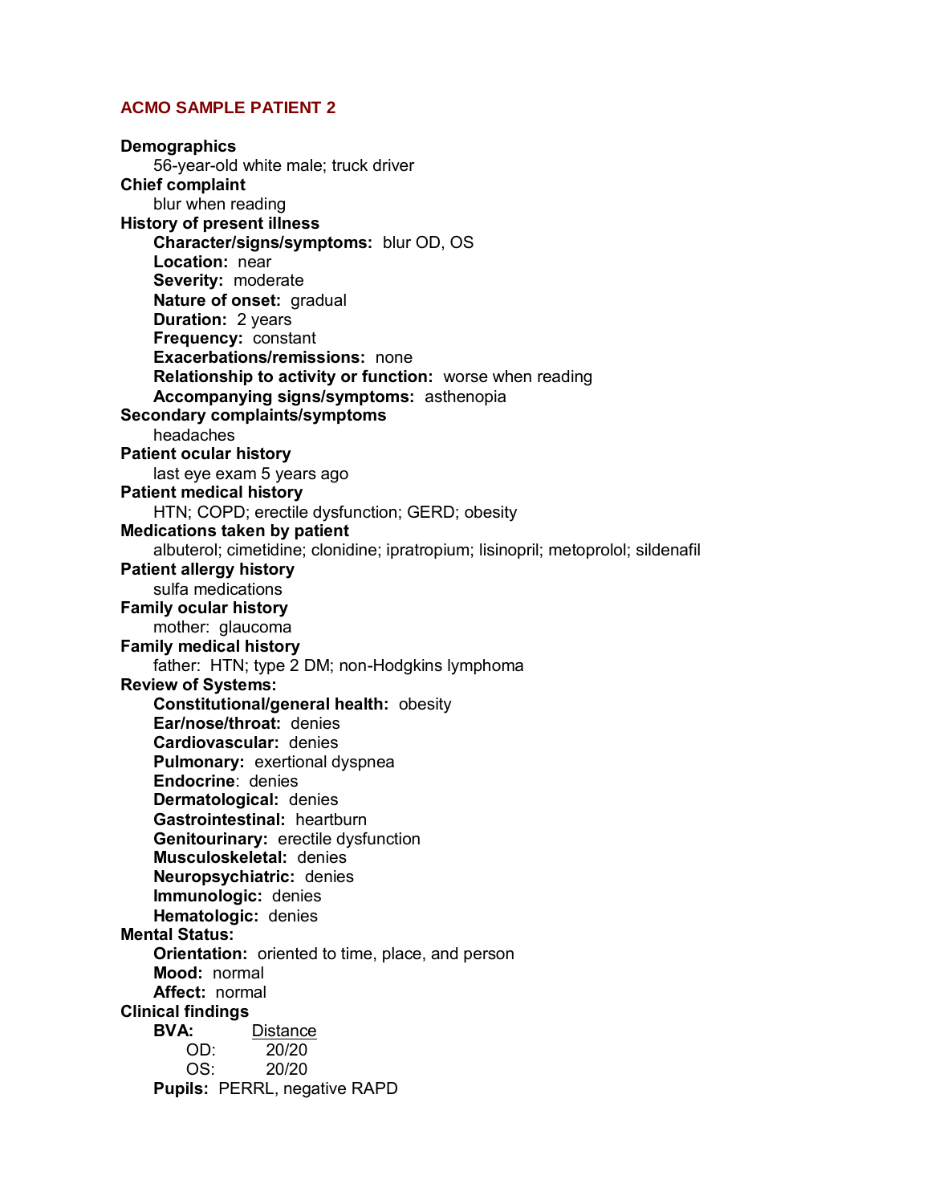## ACMO SAMPLE PATIENT 2

**Demographics**

56-year-old white male; truck driver

**Chief complaint**

blur when reading

**History of present illness**

**Character/signs/symptoms:** blur OD, OS
**Location:** near
**Severity:** moderate
**Nature of onset:** gradual
**Duration:** 2 years
**Frequency:** constant
**Exacerbations/remissions:** none
**Relationship to activity or function:** worse when reading
**Accompanying signs/symptoms:** asthenopia

**Secondary complaints/symptoms**

headaches

**Patient ocular history**

last eye exam 5 years ago

**Patient medical history**

HTN; COPD; erectile dysfunction; GERD; obesity

**Medications taken by patient**

albuterol; cimetidine; clonidine; ipratropium; lisinopril; metoprolol; sildenafil

**Patient allergy history**

sulfa medications

**Family ocular history**

mother: glaucoma

**Family medical history**

father: HTN; type 2 DM; non-Hodgkins lymphoma

**Review of Systems:**

**Constitutional/general health:** obesity
**Ear/nose/throat:** denies
**Cardiovascular:** denies
**Pulmonary:** exertional dyspnea
**Endocrine**: denies
**Dermatological:** denies
**Gastrointestinal:** heartburn
**Genitourinary:** erectile dysfunction
**Musculoskeletal:** denies
**Neuropsychiatric:** denies
**Immunologic:** denies
**Hematologic:** denies

**Mental Status:**

**Orientation:** oriented to time, place, and person
**Mood:** normal
**Affect:** normal

**Clinical findings**

**BVA:**

| | Distance |
|---|---|
| OD: | 20/20 |
| OS: | 20/20 |

**Pupils:** PERRL, negative RAPD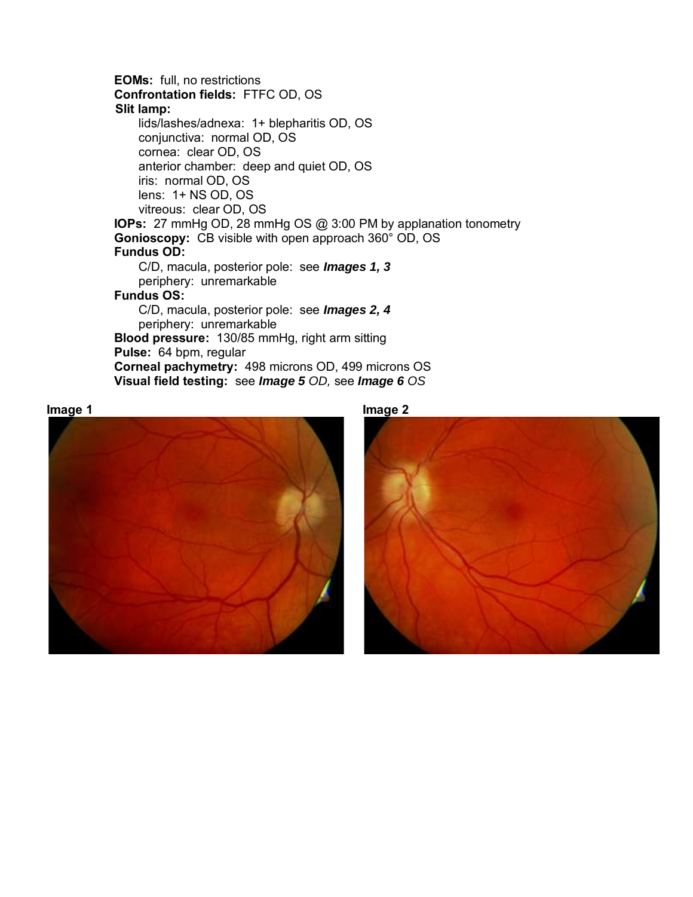**EOMs:** full, no restrictions
**Confrontation fields:** FTFC OD, OS
**Slit lamp:**

- lids/lashes/adnexa: 1+ blepharitis OD, OS
- conjunctiva: normal OD, OS
- cornea: clear OD, OS
- anterior chamber: deep and quiet OD, OS
- iris: normal OD, OS
- lens: 1+ NS OD, OS
- vitreous: clear OD, OS

**IOPs:** 27 mmHg OD, 28 mmHg OS @ 3:00 PM by applanation tonometry
**Gonioscopy:** CB visible with open approach 360° OD, OS
**Fundus OD:**

- C/D, macula, posterior pole: see ***Images 1, 3***
- periphery: unremarkable

**Fundus OS:**

- C/D, macula, posterior pole: see ***Images 2, 4***
- periphery: unremarkable

**Blood pressure:** 130/85 mmHg, right arm sitting
**Pulse:** 64 bpm, regular
**Corneal pachymetry:** 498 microns OD, 499 microns OS
**Visual field testing:** see ***Image 5*** *OD,* see ***Image 6*** *OS*

**Image 1**

**Image 2**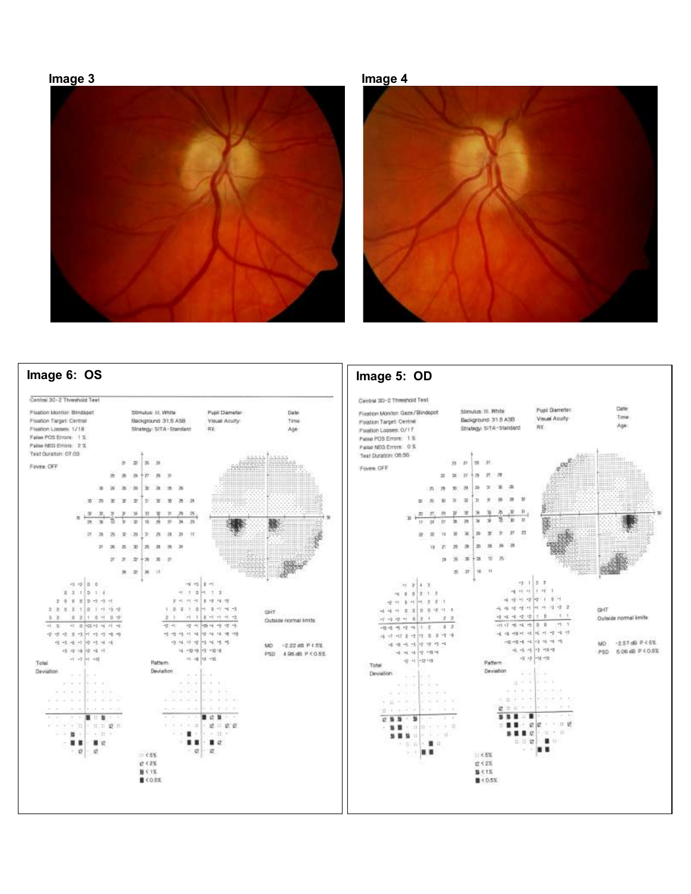Image 3

Image 4

## Image 6: OS

Central 30-2 Threshold Test

Fixation Monitor: Blindspot
Fixation Target: Central
Fixation Losses: 1/18
False POS Errors: 1 %
False NEG Errors: 2 %
Test Duration: 07:03

Fovea: OFF

Stimulus: III, White
Background: 31.5 ASB
Strategy: SITA-Standard

Pupil Diameter:
Visual Acuity:
RX:

Date:
Time:
Age:

GHT
Outside normal limits

MD -2.22 dB P < 5%
PSD 4.96 dB P < 0.5%

Total Deviation

Pattern Deviation

:: < 5%
< 2%
< 1%
< 0.5%

## Image 5: OD

Central 30-2 Threshold Test

Fixation Monitor: Gaze/Blindspot
Fixation Target: Central
Fixation Losses: 0/17
False POS Errors: 1 %
False NEG Errors: 0 %
Test Duration: 06:56

Fovea: OFF

Stimulus: III, White
Background: 31.5 ASB
Strategy: SITA-Standard

Pupil Diameter:
Visual Acuity:
RX:

Date:
Time:
Age:

GHT
Outside normal limits

MD -2.57 dB P < 5%
PSD 5.06 dB P < 0.5%

Total Deviation

Pattern Deviation

:: < 5%
< 2%
< 1%
< 0.5%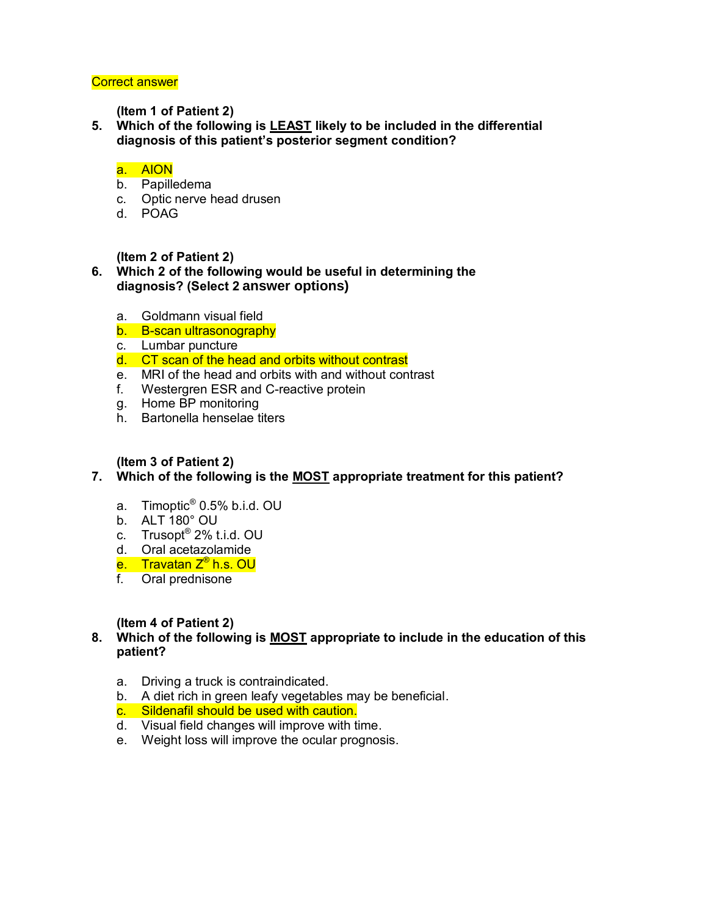Correct answer

**(Item 1 of Patient 2)**

**5. Which of the following is LEAST likely to be included in the differential diagnosis of this patient's posterior segment condition?**

- a. AION
- b. Papilledema
- c. Optic nerve head drusen
- d. POAG

**(Item 2 of Patient 2)**

**6. Which 2 of the following would be useful in determining the diagnosis? (Select 2 answer options)**

- a. Goldmann visual field
- b. B-scan ultrasonography
- c. Lumbar puncture
- d. CT scan of the head and orbits without contrast
- e. MRI of the head and orbits with and without contrast
- f. Westergren ESR and C-reactive protein
- g. Home BP monitoring
- h. Bartonella henselae titers

**(Item 3 of Patient 2)**

**7. Which of the following is the MOST appropriate treatment for this patient?**

- a. Timoptic® 0.5% b.i.d. OU
- b. ALT 180° OU
- c. Trusopt® 2% t.i.d. OU
- d. Oral acetazolamide
- e. Travatan Z® h.s. OU
- f. Oral prednisone

**(Item 4 of Patient 2)**

**8. Which of the following is MOST appropriate to include in the education of this patient?**

- a. Driving a truck is contraindicated.
- b. A diet rich in green leafy vegetables may be beneficial.
- c. Sildenafil should be used with caution.
- d. Visual field changes will improve with time.
- e. Weight loss will improve the ocular prognosis.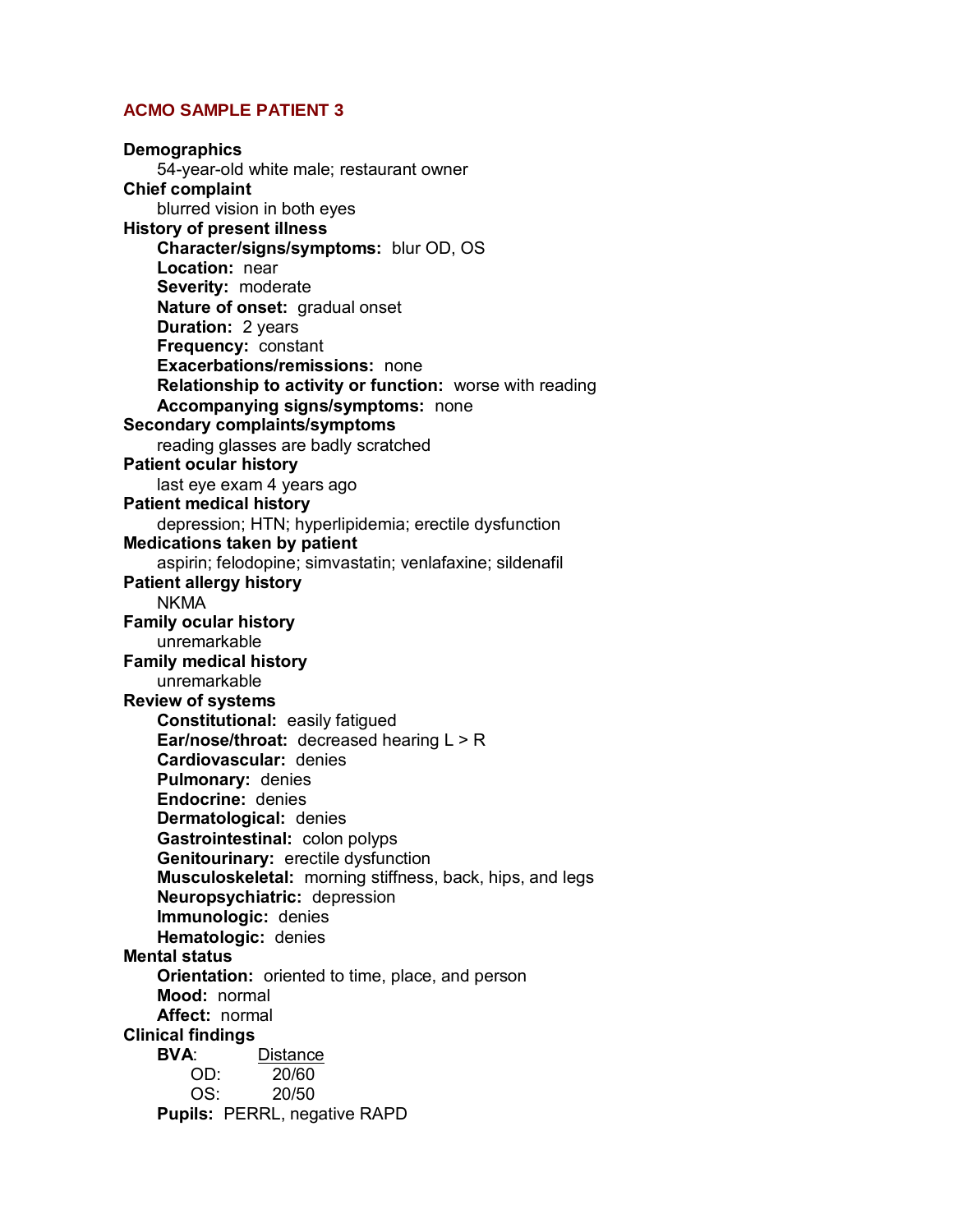## ACMO SAMPLE PATIENT 3

**Demographics**
- 54-year-old white male; restaurant owner

**Chief complaint**
- blurred vision in both eyes

**History of present illness**
- **Character/signs/symptoms:** blur OD, OS
- **Location:** near
- **Severity:** moderate
- **Nature of onset:** gradual onset
- **Duration:** 2 years
- **Frequency:** constant
- **Exacerbations/remissions:** none
- **Relationship to activity or function:** worse with reading
- **Accompanying signs/symptoms:** none

**Secondary complaints/symptoms**
- reading glasses are badly scratched

**Patient ocular history**
- last eye exam 4 years ago

**Patient medical history**
- depression; HTN; hyperlipidemia; erectile dysfunction

**Medications taken by patient**
- aspirin; felodopine; simvastatin; venlafaxine; sildenafil

**Patient allergy history**
- NKMA

**Family ocular history**
- unremarkable

**Family medical history**
- unremarkable

**Review of systems**
- **Constitutional:** easily fatigued
- **Ear/nose/throat:** decreased hearing L > R
- **Cardiovascular:** denies
- **Pulmonary:** denies
- **Endocrine:** denies
- **Dermatological:** denies
- **Gastrointestinal:** colon polyps
- **Genitourinary:** erectile dysfunction
- **Musculoskeletal:** morning stiffness, back, hips, and legs
- **Neuropsychiatric:** depression
- **Immunologic:** denies
- **Hematologic:** denies

**Mental status**
- **Orientation:** oriented to time, place, and person
- **Mood:** normal
- **Affect:** normal

**Clinical findings**

**BVA**:

| | Distance |
|---|---|
| OD: | 20/60 |
| OS: | 20/50 |

**Pupils:** PERRL, negative RAPD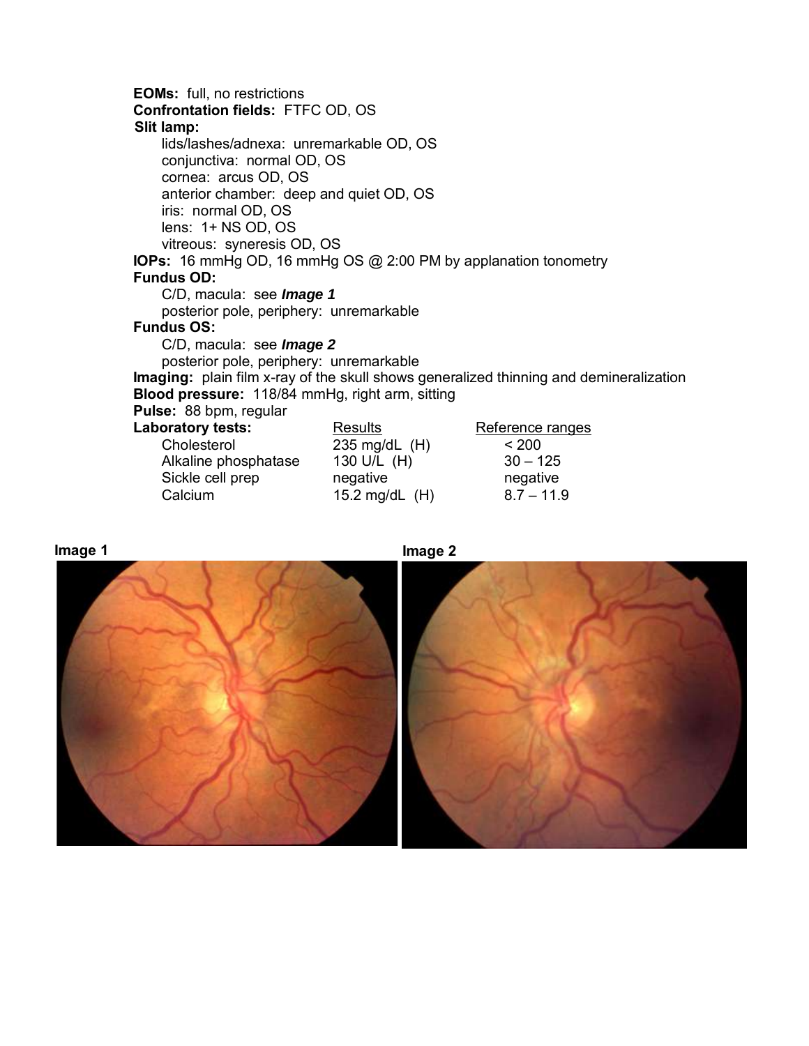**EOMs:** full, no restrictions
**Confrontation fields:** FTFC OD, OS
**Slit lamp:**

- lids/lashes/adnexa: unremarkable OD, OS
- conjunctiva: normal OD, OS
- cornea: arcus OD, OS
- anterior chamber: deep and quiet OD, OS
- iris: normal OD, OS
- lens: 1+ NS OD, OS
- vitreous: syneresis OD, OS

**IOPs:** 16 mmHg OD, 16 mmHg OS @ 2:00 PM by applanation tonometry
**Fundus OD:**

- C/D, macula: see ***Image 1***
- posterior pole, periphery: unremarkable

**Fundus OS:**

- C/D, macula: see ***Image 2***
- posterior pole, periphery: unremarkable

**Imaging:** plain film x-ray of the skull shows generalized thinning and demineralization
**Blood pressure:** 118/84 mmHg, right arm, sitting
**Pulse:** 88 bpm, regular

| **Laboratory tests:** | Results | Reference ranges |
|---|---|---|
| Cholesterol | 235 mg/dL (H) | < 200 |
| Alkaline phosphatase | 130 U/L (H) | 30 – 125 |
| Sickle cell prep | negative | negative |
| Calcium | 15.2 mg/dL (H) | 8.7 – 11.9 |

**Image 1**

**Image 2**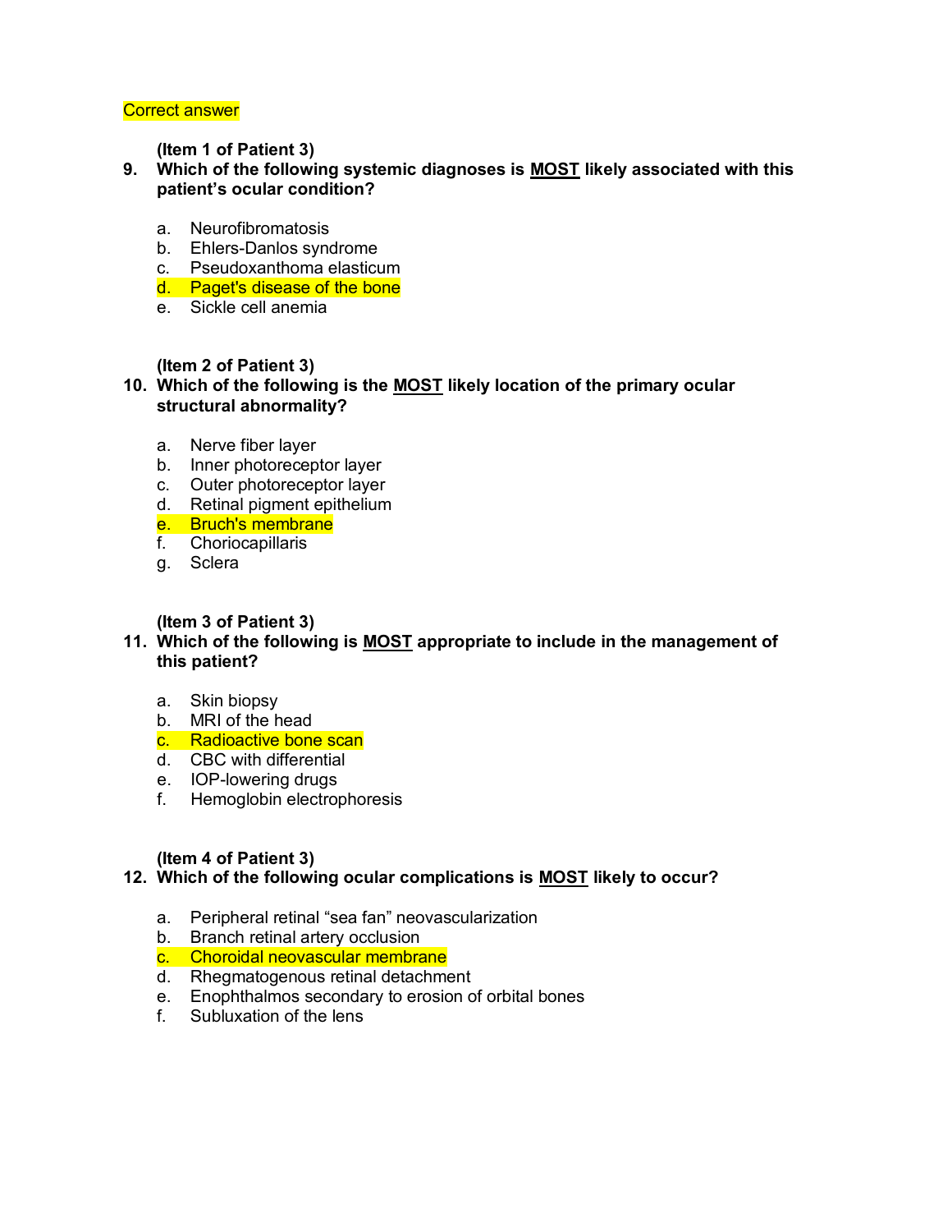Correct answer

**(Item 1 of Patient 3)**

**9. Which of the following systemic diagnoses is <u>MOST</u> likely associated with this patient's ocular condition?**

a. Neurofibromatosis
b. Ehlers-Danlos syndrome
c. Pseudoxanthoma elasticum
d. Paget's disease of the bone
e. Sickle cell anemia

**(Item 2 of Patient 3)**

**10. Which of the following is the <u>MOST</u> likely location of the primary ocular structural abnormality?**

a. Nerve fiber layer
b. Inner photoreceptor layer
c. Outer photoreceptor layer
d. Retinal pigment epithelium
e. Bruch's membrane
f. Choriocapillaris
g. Sclera

**(Item 3 of Patient 3)**

**11. Which of the following is <u>MOST</u> appropriate to include in the management of this patient?**

a. Skin biopsy
b. MRI of the head
c. Radioactive bone scan
d. CBC with differential
e. IOP-lowering drugs
f. Hemoglobin electrophoresis

**(Item 4 of Patient 3)**

**12. Which of the following ocular complications is <u>MOST</u> likely to occur?**

a. Peripheral retinal "sea fan" neovascularization
b. Branch retinal artery occlusion
c. Choroidal neovascular membrane
d. Rhegmatogenous retinal detachment
e. Enophthalmos secondary to erosion of orbital bones
f. Subluxation of the lens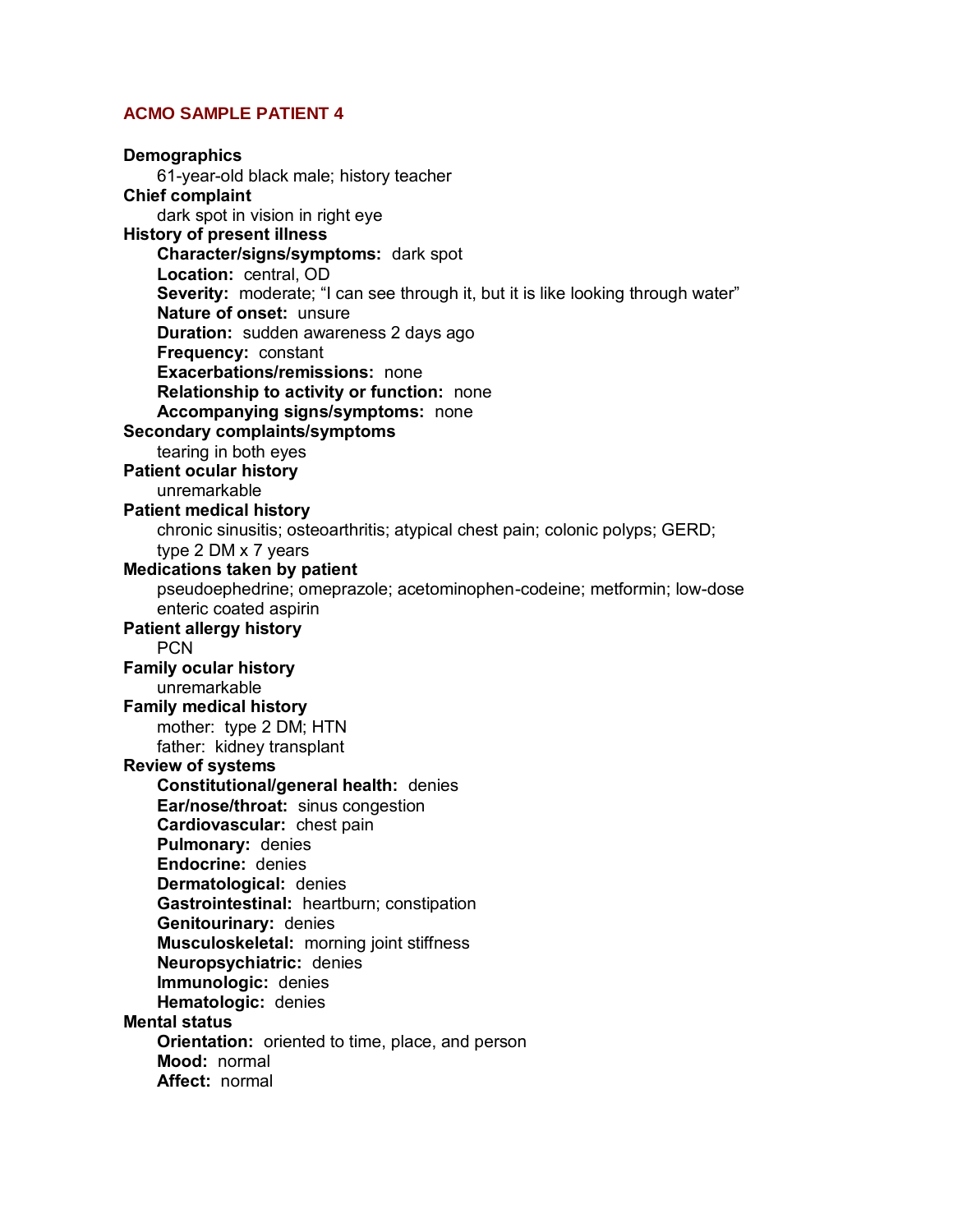## ACMO SAMPLE PATIENT 4

**Demographics**
61-year-old black male; history teacher

**Chief complaint**
dark spot in vision in right eye

**History of present illness**
- **Character/signs/symptoms:** dark spot
- **Location:** central, OD
- **Severity:** moderate; "I can see through it, but it is like looking through water"
- **Nature of onset:** unsure
- **Duration:** sudden awareness 2 days ago
- **Frequency:** constant
- **Exacerbations/remissions:** none
- **Relationship to activity or function:** none
- **Accompanying signs/symptoms:** none

**Secondary complaints/symptoms**
tearing in both eyes

**Patient ocular history**
unremarkable

**Patient medical history**
chronic sinusitis; osteoarthritis; atypical chest pain; colonic polyps; GERD; type 2 DM x 7 years

**Medications taken by patient**
pseudoephedrine; omeprazole; acetominophen-codeine; metformin; low-dose enteric coated aspirin

**Patient allergy history**
PCN

**Family ocular history**
unremarkable

**Family medical history**
mother: type 2 DM; HTN
father: kidney transplant

**Review of systems**
- **Constitutional/general health:** denies
- **Ear/nose/throat:** sinus congestion
- **Cardiovascular:** chest pain
- **Pulmonary:** denies
- **Endocrine:** denies
- **Dermatological:** denies
- **Gastrointestinal:** heartburn; constipation
- **Genitourinary:** denies
- **Musculoskeletal:** morning joint stiffness
- **Neuropsychiatric:** denies
- **Immunologic:** denies
- **Hematologic:** denies

**Mental status**
- **Orientation:** oriented to time, place, and person
- **Mood:** normal
- **Affect:** normal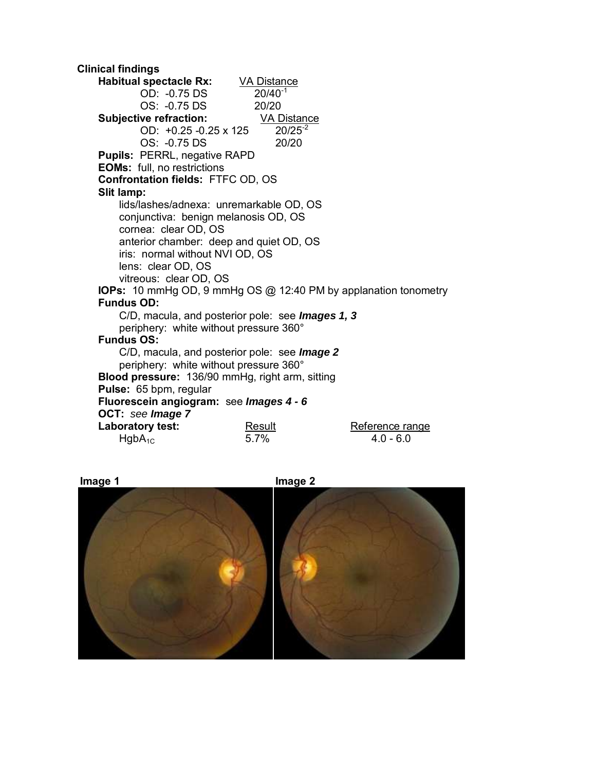**Clinical findings**

**Habitual spectacle Rx:** VA Distance

- OD: -0.75 DS — $20/40^{-1}$
- OS: -0.75 DS — 20/20

**Subjective refraction:** VA Distance

- OD: +0.25 -0.25 x 125 — $20/25^{-2}$
- OS: -0.75 DS — 20/20

**Pupils:** PERRL, negative RAPD

**EOMs:** full, no restrictions

**Confrontation fields:** FTFC OD, OS

**Slit lamp:**

- lids/lashes/adnexa: unremarkable OD, OS
- conjunctiva: benign melanosis OD, OS
- cornea: clear OD, OS
- anterior chamber: deep and quiet OD, OS
- iris: normal without NVI OD, OS
- lens: clear OD, OS
- vitreous: clear OD, OS

**IOPs:** 10 mmHg OD, 9 mmHg OS @ 12:40 PM by applanation tonometry

**Fundus OD:**

- C/D, macula, and posterior pole: see ***Images 1, 3***
- periphery: white without pressure 360°

**Fundus OS:**

- C/D, macula, and posterior pole: see ***Image 2***
- periphery: white without pressure 360°

**Blood pressure:** 136/90 mmHg, right arm, sitting

**Pulse:** 65 bpm, regular

**Fluorescein angiogram:** see ***Images 4 - 6***

**OCT:** *see **Image 7***

| **Laboratory test:** | Result | Reference range |
|---|---|---|
| $HgbA_{1C}$ | 5.7% | 4.0 - 6.0 |

**Image 1**

**Image 2**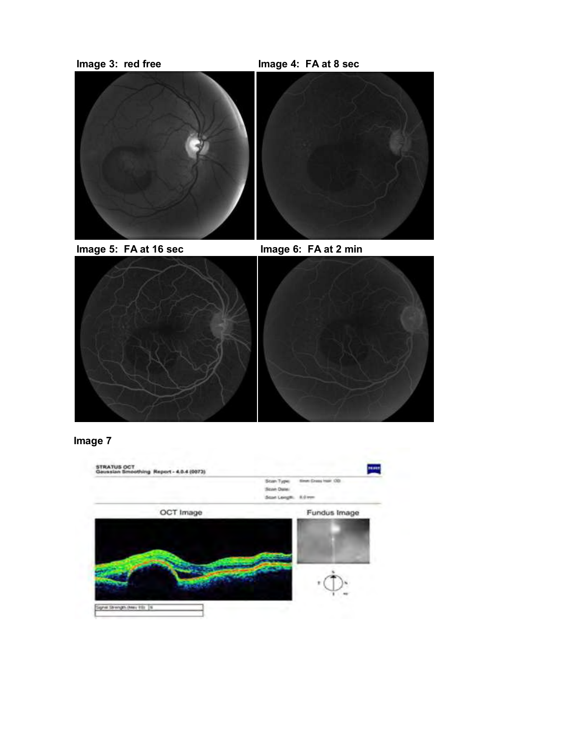**Image 3: red free**

**Image 4: FA at 8 sec**

**Image 5: FA at 16 sec**

**Image 6: FA at 2 min**

**Image 7**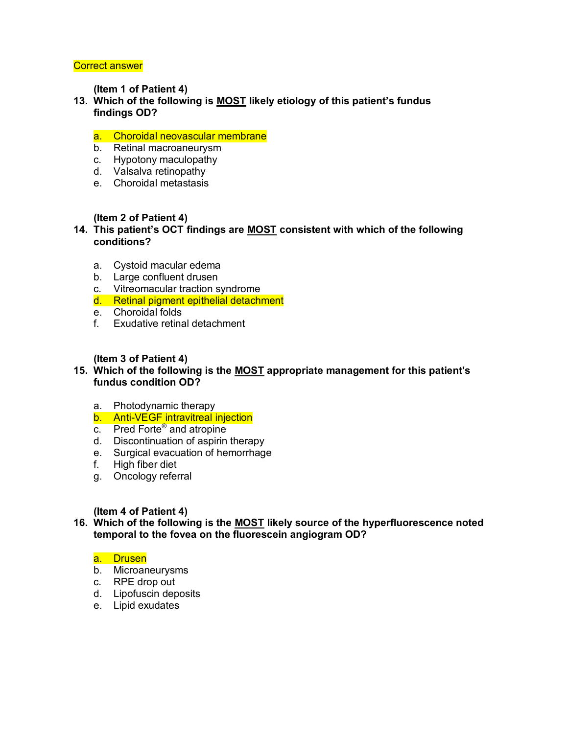Correct answer

**(Item 1 of Patient 4)**

**13. Which of the following is <u>MOST</u> likely etiology of this patient's fundus findings OD?**

a. Choroidal neovascular membrane
b. Retinal macroaneurysm
c. Hypotony maculopathy
d. Valsalva retinopathy
e. Choroidal metastasis

**(Item 2 of Patient 4)**

**14. This patient's OCT findings are <u>MOST</u> consistent with which of the following conditions?**

a. Cystoid macular edema
b. Large confluent drusen
c. Vitreomacular traction syndrome
d. Retinal pigment epithelial detachment
e. Choroidal folds
f. Exudative retinal detachment

**(Item 3 of Patient 4)**

**15. Which of the following is the <u>MOST</u> appropriate management for this patient's fundus condition OD?**

a. Photodynamic therapy
b. Anti-VEGF intravitreal injection
c. Pred Forte® and atropine
d. Discontinuation of aspirin therapy
e. Surgical evacuation of hemorrhage
f. High fiber diet
g. Oncology referral

**(Item 4 of Patient 4)**

**16. Which of the following is the <u>MOST</u> likely source of the hyperfluorescence noted temporal to the fovea on the fluorescein angiogram OD?**

a. Drusen
b. Microaneurysms
c. RPE drop out
d. Lipofuscin deposits
e. Lipid exudates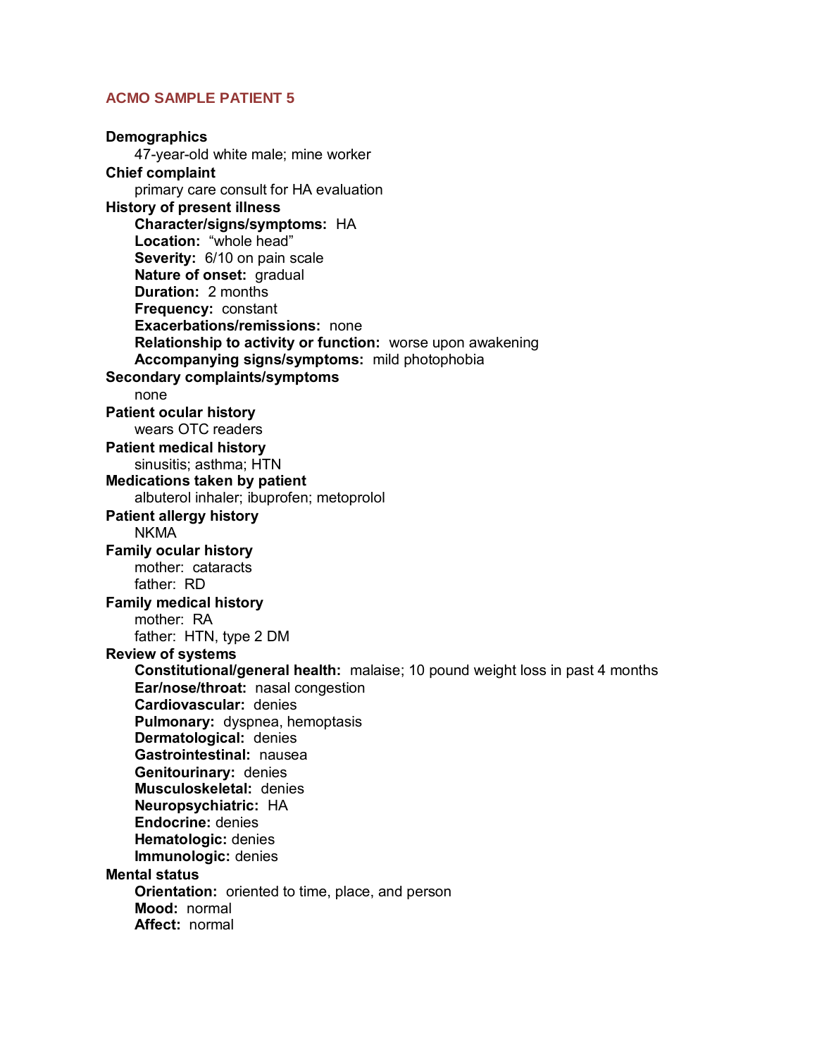## ACMO SAMPLE PATIENT 5

**Demographics**

47-year-old white male; mine worker

**Chief complaint**

primary care consult for HA evaluation

**History of present illness**

- **Character/signs/symptoms:** HA
- **Location:** "whole head"
- **Severity:** 6/10 on pain scale
- **Nature of onset:** gradual
- **Duration:** 2 months
- **Frequency:** constant
- **Exacerbations/remissions:** none
- **Relationship to activity or function:** worse upon awakening
- **Accompanying signs/symptoms:** mild photophobia

**Secondary complaints/symptoms**

none

**Patient ocular history**

wears OTC readers

**Patient medical history**

sinusitis; asthma; HTN

**Medications taken by patient**

albuterol inhaler; ibuprofen; metoprolol

**Patient allergy history**

NKMA

**Family ocular history**

mother: cataracts
father: RD

**Family medical history**

mother: RA
father: HTN, type 2 DM

**Review of systems**

- **Constitutional/general health:** malaise; 10 pound weight loss in past 4 months
- **Ear/nose/throat:** nasal congestion
- **Cardiovascular:** denies
- **Pulmonary:** dyspnea, hemoptasis
- **Dermatological:** denies
- **Gastrointestinal:** nausea
- **Genitourinary:** denies
- **Musculoskeletal:** denies
- **Neuropsychiatric:** HA
- **Endocrine:** denies
- **Hematologic:** denies
- **Immunologic:** denies

**Mental status**

- **Orientation:** oriented to time, place, and person
- **Mood:** normal
- **Affect:** normal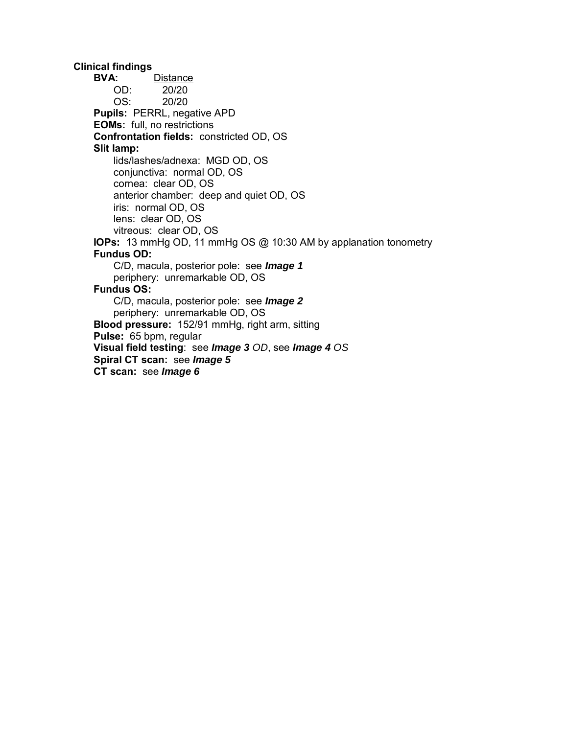**Clinical findings**

**BVA:** <u>Distance</u>

- OD: 20/20
- OS: 20/20

**Pupils:** PERRL, negative APD

**EOMs:** full, no restrictions

**Confrontation fields:** constricted OD, OS

**Slit lamp:**

- lids/lashes/adnexa: MGD OD, OS
- conjunctiva: normal OD, OS
- cornea: clear OD, OS
- anterior chamber: deep and quiet OD, OS
- iris: normal OD, OS
- lens: clear OD, OS
- vitreous: clear OD, OS

**IOPs:** 13 mmHg OD, 11 mmHg OS @ 10:30 AM by applanation tonometry

**Fundus OD:**

- C/D, macula, posterior pole: see ***Image 1***
- periphery: unremarkable OD, OS

**Fundus OS:**

- C/D, macula, posterior pole: see ***Image 2***
- periphery: unremarkable OD, OS

**Blood pressure:** 152/91 mmHg, right arm, sitting

**Pulse:** 65 bpm, regular

**Visual field testing**: see ***Image 3*** *OD*, see ***Image 4*** *OS*

**Spiral CT scan:** see ***Image 5***

**CT scan:** see ***Image 6***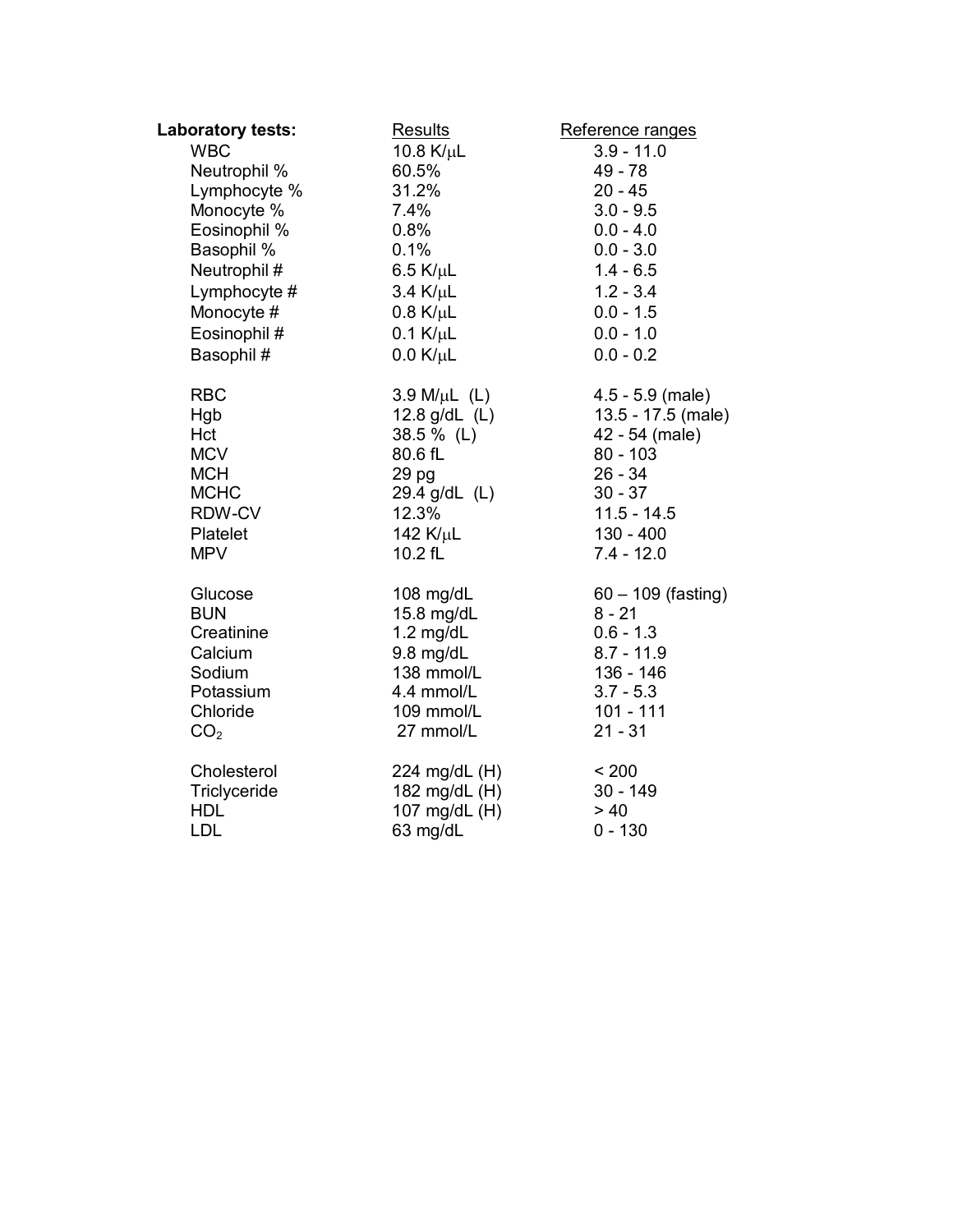| **Laboratory tests:** | Results | Reference ranges |
| --- | --- | --- |
| WBC | 10.8 K/μL | 3.9 - 11.0 |
| Neutrophil % | 60.5% | 49 - 78 |
| Lymphocyte % | 31.2% | 20 - 45 |
| Monocyte % | 7.4% | 3.0 - 9.5 |
| Eosinophil % | 0.8% | 0.0 - 4.0 |
| Basophil % | 0.1% | 0.0 - 3.0 |
| Neutrophil # | 6.5 K/μL | 1.4 - 6.5 |
| Lymphocyte # | 3.4 K/μL | 1.2 - 3.4 |
| Monocyte # | 0.8 K/μL | 0.0 - 1.5 |
| Eosinophil # | 0.1 K/μL | 0.0 - 1.0 |
| Basophil # | 0.0 K/μL | 0.0 - 0.2 |
| | | |
| RBC | 3.9 M/μL (L) | 4.5 - 5.9 (male) |
| Hgb | 12.8 g/dL (L) | 13.5 - 17.5 (male) |
| Hct | 38.5 % (L) | 42 - 54 (male) |
| MCV | 80.6 fL | 80 - 103 |
| MCH | 29 pg | 26 - 34 |
| MCHC | 29.4 g/dL (L) | 30 - 37 |
| RDW-CV | 12.3% | 11.5 - 14.5 |
| Platelet | 142 K/μL | 130 - 400 |
| MPV | 10.2 fL | 7.4 - 12.0 |
| | | |
| Glucose | 108 mg/dL | 60 – 109 (fasting) |
| BUN | 15.8 mg/dL | 8 - 21 |
| Creatinine | 1.2 mg/dL | 0.6 - 1.3 |
| Calcium | 9.8 mg/dL | 8.7 - 11.9 |
| Sodium | 138 mmol/L | 136 - 146 |
| Potassium | 4.4 mmol/L | 3.7 - 5.3 |
| Chloride | 109 mmol/L | 101 - 111 |
| $CO_2$ | 27 mmol/L | 21 - 31 |
| | | |
| Cholesterol | 224 mg/dL (H) | < 200 |
| Triclyceride | 182 mg/dL (H) | 30 - 149 |
| HDL | 107 mg/dL (H) | > 40 |
| LDL | 63 mg/dL | 0 - 130 |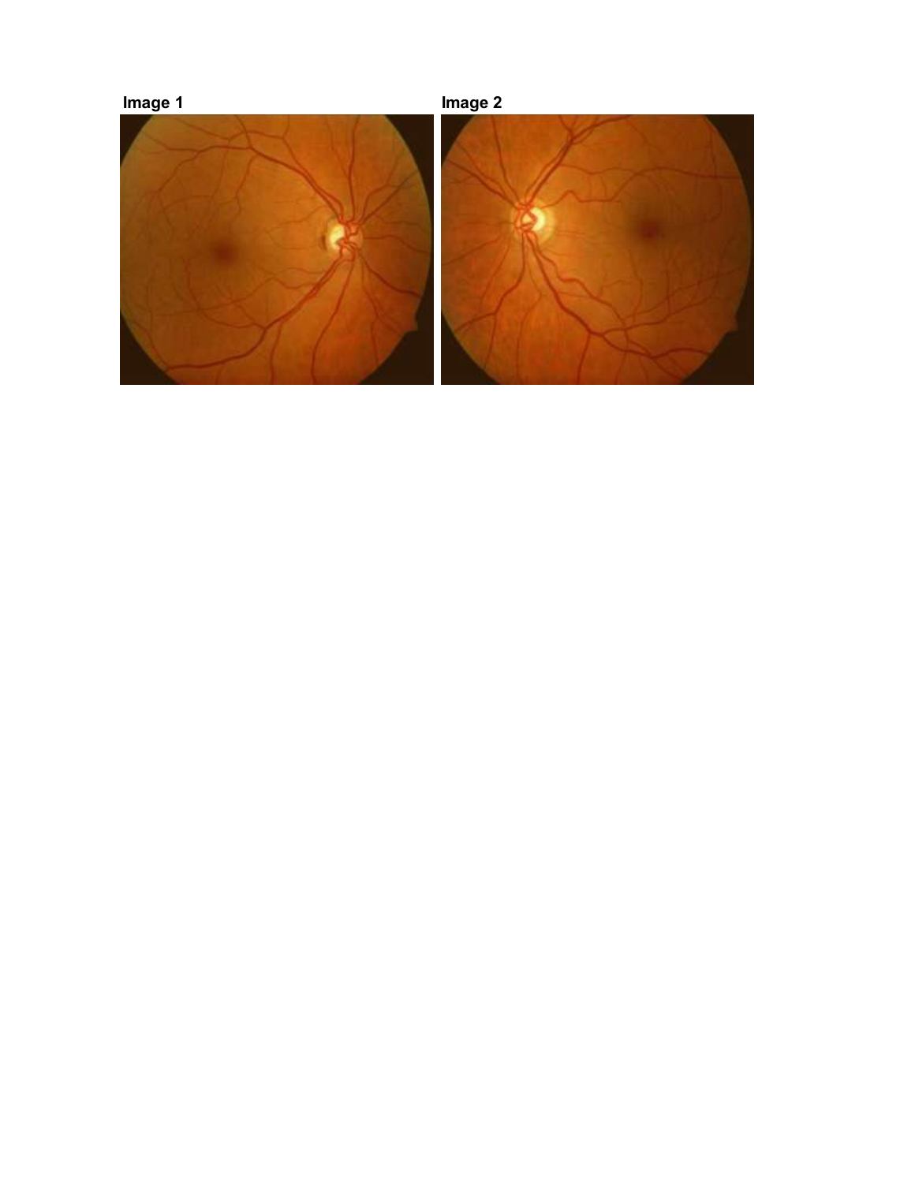**Image 1**

**Image 2**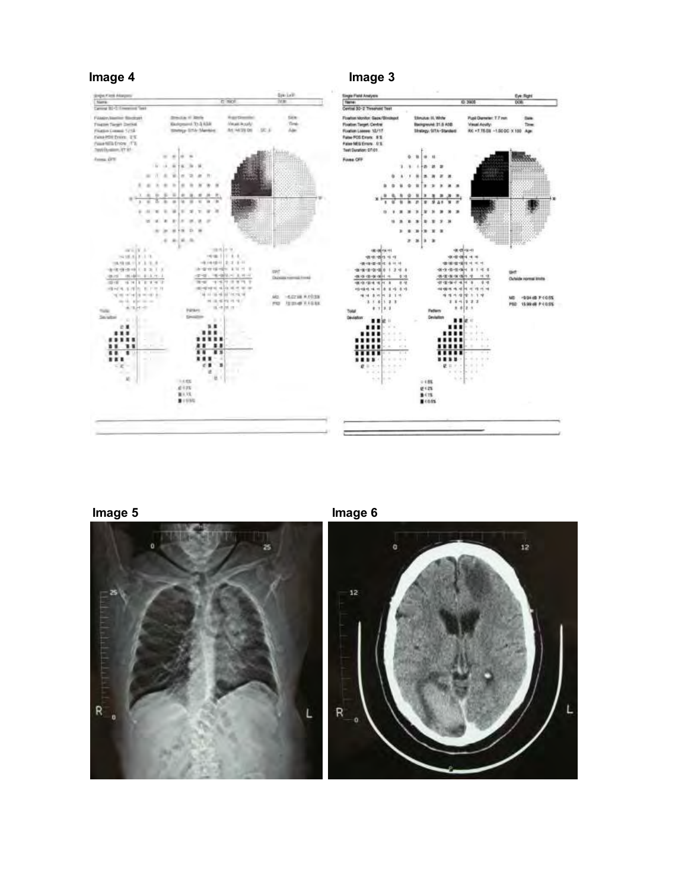**Image 4**

**Image 3**

**Image 5**

**Image 6**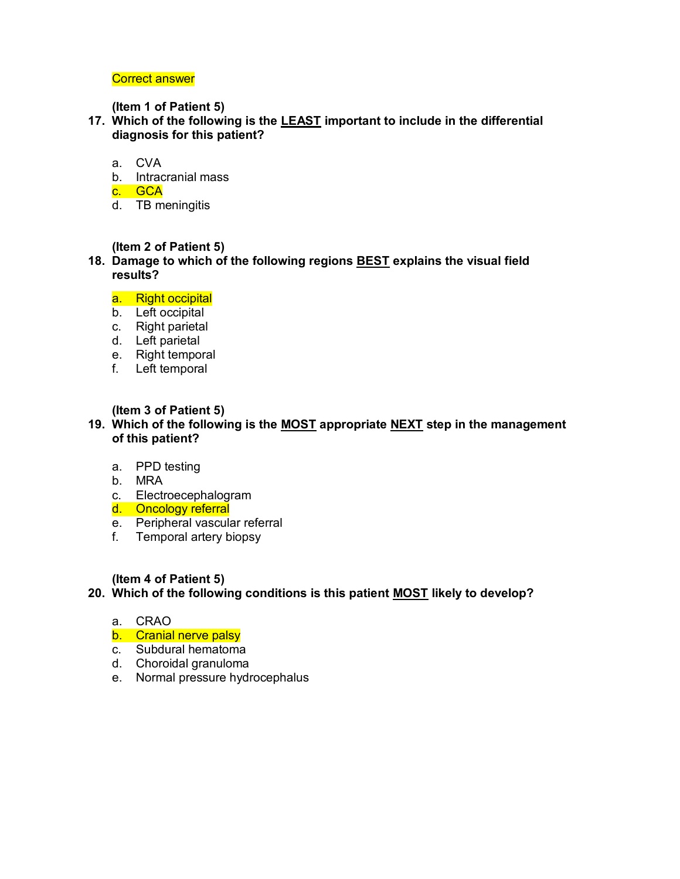Correct answer

**(Item 1 of Patient 5)**

17. **Which of the following is the <u>LEAST</u> important to include in the differential diagnosis for this patient?**

    a. CVA
    b. Intracranial mass
    c. GCA
    d. TB meningitis

**(Item 2 of Patient 5)**

18. **Damage to which of the following regions <u>BEST</u> explains the visual field results?**

    a. Right occipital
    b. Left occipital
    c. Right parietal
    d. Left parietal
    e. Right temporal
    f. Left temporal

**(Item 3 of Patient 5)**

19. **Which of the following is the <u>MOST</u> appropriate <u>NEXT</u> step in the management of this patient?**

    a. PPD testing
    b. MRA
    c. Electroecephalogram
    d. Oncology referral
    e. Peripheral vascular referral
    f. Temporal artery biopsy

**(Item 4 of Patient 5)**

20. **Which of the following conditions is this patient <u>MOST</u> likely to develop?**

    a. CRAO
    b. Cranial nerve palsy
    c. Subdural hematoma
    d. Choroidal granuloma
    e. Normal pressure hydrocephalus